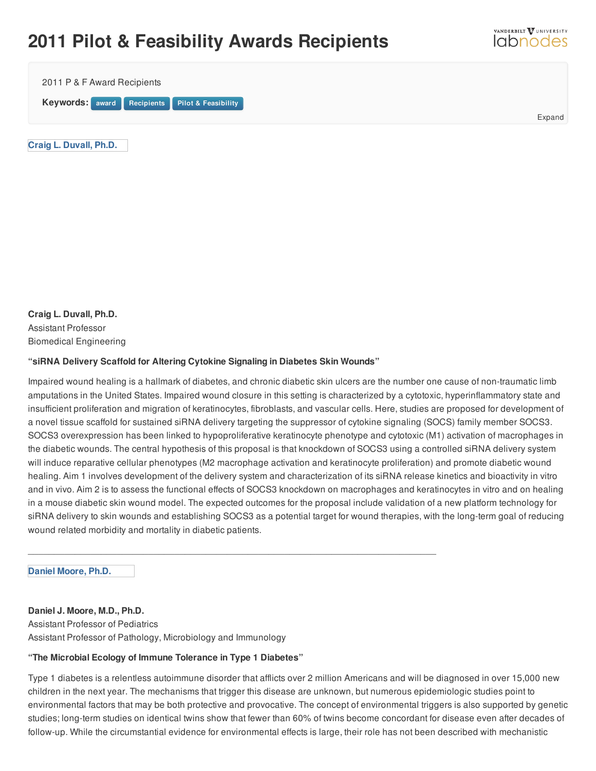# 2011 Pilot & Feasibility Awards Recipients

2011 P & F Award Recipients

**Keywords:** award Recipients Pilot & Feasibility

Expand

Craig L. Duvall, Ph.D.

**Craig L. Duvall, Ph.D.**
Assistant Professor
Biomedical Engineering

**"siRNA Delivery Scaffold for Altering Cytokine Signaling in Diabetes Skin Wounds"**

Impaired wound healing is a hallmark of diabetes, and chronic diabetic skin ulcers are the number one cause of non-traumatic limb amputations in the United States. Impaired wound closure in this setting is characterized by a cytotoxic, hyperinflammatory state and insufficient proliferation and migration of keratinocytes, fibroblasts, and vascular cells. Here, studies are proposed for development of a novel tissue scaffold for sustained siRNA delivery targeting the suppressor of cytokine signaling (SOCS) family member SOCS3. SOCS3 overexpression has been linked to hypoproliferative keratinocyte phenotype and cytotoxic (M1) activation of macrophages in the diabetic wounds. The central hypothesis of this proposal is that knockdown of SOCS3 using a controlled siRNA delivery system will induce reparative cellular phenotypes (M2 macrophage activation and keratinocyte proliferation) and promote diabetic wound healing. Aim 1 involves development of the delivery system and characterization of its siRNA release kinetics and bioactivity in vitro and in vivo. Aim 2 is to assess the functional effects of SOCS3 knockdown on macrophages and keratinocytes in vitro and on healing in a mouse diabetic skin wound model. The expected outcomes for the proposal include validation of a new platform technology for siRNA delivery to skin wounds and establishing SOCS3 as a potential target for wound therapies, with the long-term goal of reducing wound related morbidity and mortality in diabetic patients.

---

Daniel Moore, Ph.D.

**Daniel J. Moore, M.D., Ph.D.**
Assistant Professor of Pediatrics
Assistant Professor of Pathology, Microbiology and Immunology

**"The Microbial Ecology of Immune Tolerance in Type 1 Diabetes"**

Type 1 diabetes is a relentless autoimmune disorder that afflicts over 2 million Americans and will be diagnosed in over 15,000 new children in the next year. The mechanisms that trigger this disease are unknown, but numerous epidemiologic studies point to environmental factors that may be both protective and provocative. The concept of environmental triggers is also supported by genetic studies; long-term studies on identical twins show that fewer than 60% of twins become concordant for disease even after decades of follow-up. While the circumstantial evidence for environmental effects is large, their role has not been described with mechanistic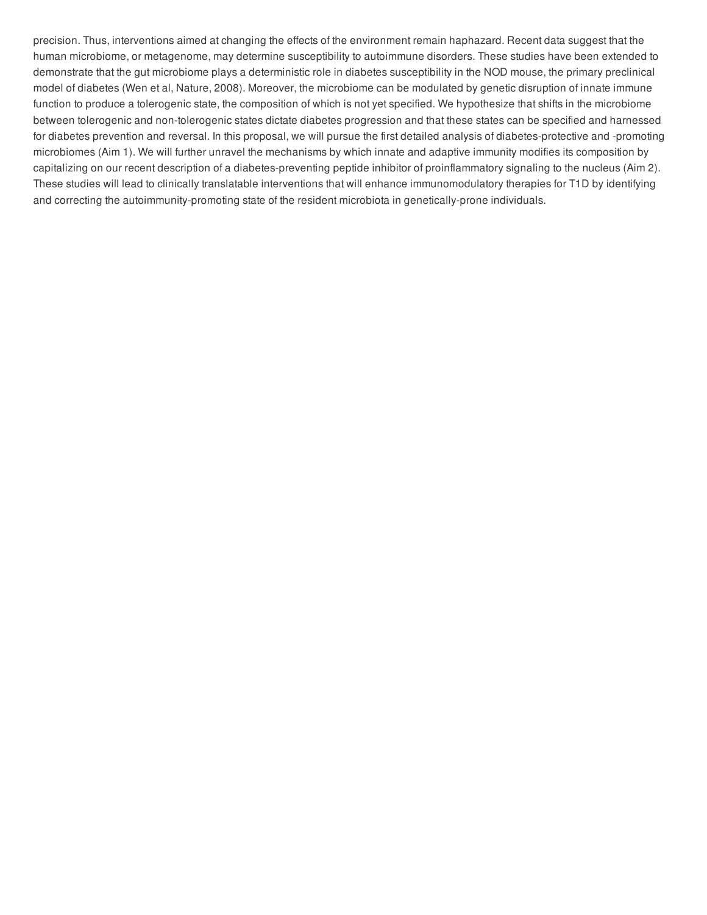precision. Thus, interventions aimed at changing the effects of the environment remain haphazard. Recent data suggest that the human microbiome, or metagenome, may determine susceptibility to autoimmune disorders. These studies have been extended to demonstrate that the gut microbiome plays a deterministic role in diabetes susceptibility in the NOD mouse, the primary preclinical model of diabetes (Wen et al, Nature, 2008). Moreover, the microbiome can be modulated by genetic disruption of innate immune function to produce a tolerogenic state, the composition of which is not yet specified. We hypothesize that shifts in the microbiome between tolerogenic and non-tolerogenic states dictate diabetes progression and that these states can be specified and harnessed for diabetes prevention and reversal. In this proposal, we will pursue the first detailed analysis of diabetes-protective and -promoting microbiomes (Aim 1). We will further unravel the mechanisms by which innate and adaptive immunity modifies its composition by capitalizing on our recent description of a diabetes-preventing peptide inhibitor of proinflammatory signaling to the nucleus (Aim 2). These studies will lead to clinically translatable interventions that will enhance immunomodulatory therapies for T1D by identifying and correcting the autoimmunity-promoting state of the resident microbiota in genetically-prone individuals.